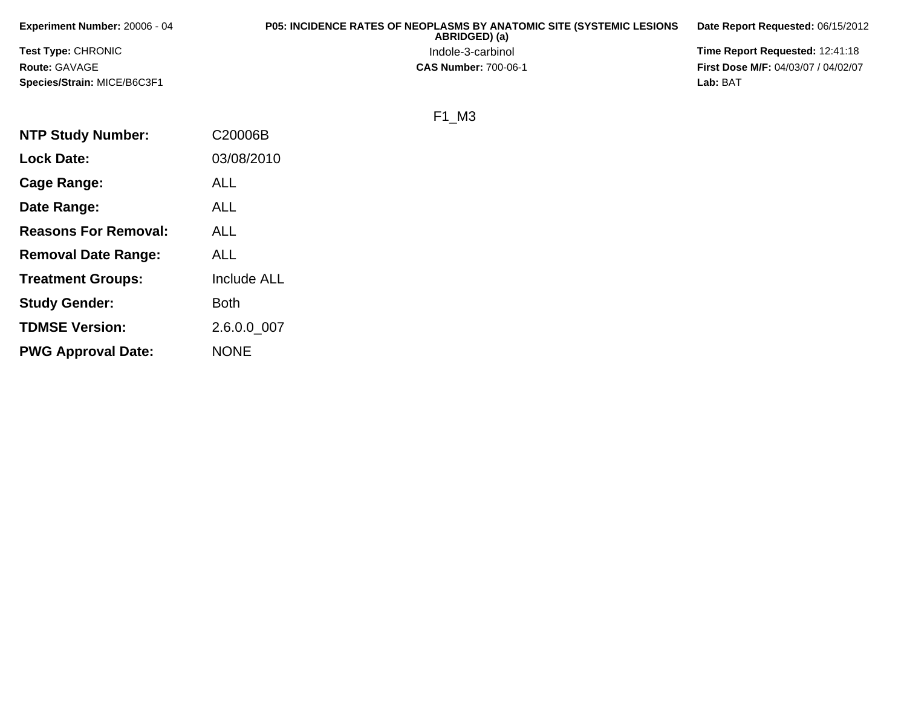**Experiment Number:** 20006 - 04

**Test Type:** CHRONIC

**Route:** GAVAGE

**Species/Strain:** MICE/B6C3F1

**P05: INCIDENCE RATES OF NEOPLASMS BY ANATOMIC SITE (SYSTEMIC LESIONS ABRIDGED) (a)**

Indole-3-carbinol

**CAS Number:** 700-06-1

**Date Report Requested:** 06/15/2012

**Time Report Requested:** 12:41:18

**First Dose M/F:** 04/03/07 / 04/02/07

**Lab:** BAT

F1_M3

| | |
|---|---|
| **NTP Study Number:** | C20006B |
| **Lock Date:** | 03/08/2010 |
| **Cage Range:** | ALL |
| **Date Range:** | ALL |
| **Reasons For Removal:** | ALL |
| **Removal Date Range:** | ALL |
| **Treatment Groups:** | Include ALL |
| **Study Gender:** | Both |
| **TDMSE Version:** | 2.6.0.0_007 |
| **PWG Approval Date:** | NONE |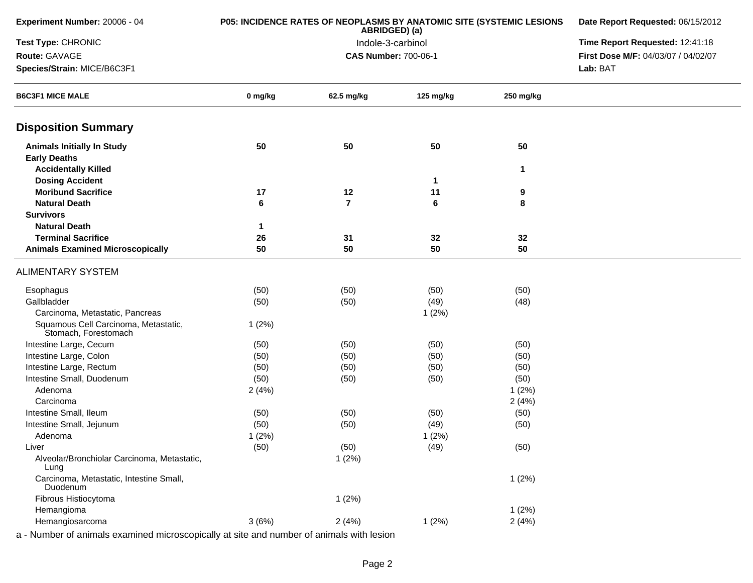Experiment Number: 20006 - 04

Test Type: CHRONIC

Route: GAVAGE

Species/Strain: MICE/B6C3F1

**P05: INCIDENCE RATES OF NEOPLASMS BY ANATOMIC SITE (SYSTEMIC LESIONS ABRIDGED) (a)**

Indole-3-carbinol

**CAS Number:** 700-06-1

Date Report Requested: 06/15/2012

Time Report Requested: 12:41:18

First Dose M/F: 04/03/07 / 04/02/07

Lab: BAT

| B6C3F1 MICE MALE | 0 mg/kg | 62.5 mg/kg | 125 mg/kg | 250 mg/kg |
|---|---|---|---|---|
| **Disposition Summary** | | | | |
| **Animals Initially In Study** | **50** | **50** | **50** | **50** |
| **Early Deaths** | | | | |
| **Accidentally Killed** | | | | **1** |
| **Dosing Accident** | | | **1** | |
| **Moribund Sacrifice** | **17** | **12** | **11** | **9** |
| **Natural Death** | **6** | **7** | **6** | **8** |
| **Survivors** | | | | |
| **Natural Death** | **1** | | | |
| **Terminal Sacrifice** | **26** | **31** | **32** | **32** |
| **Animals Examined Microscopically** | **50** | **50** | **50** | **50** |
| ALIMENTARY SYSTEM | | | | |
| Esophagus | (50) | (50) | (50) | (50) |
| Gallbladder | (50) | (50) | (49) | (48) |
| Carcinoma, Metastatic, Pancreas | | | 1 (2%) | |
| Squamous Cell Carcinoma, Metastatic, Stomach, Forestomach | 1 (2%) | | | |
| Intestine Large, Cecum | (50) | (50) | (50) | (50) |
| Intestine Large, Colon | (50) | (50) | (50) | (50) |
| Intestine Large, Rectum | (50) | (50) | (50) | (50) |
| Intestine Small, Duodenum | (50) | (50) | (50) | (50) |
| Adenoma | 2 (4%) | | | 1 (2%) |
| Carcinoma | | | | 2 (4%) |
| Intestine Small, Ileum | (50) | (50) | (50) | (50) |
| Intestine Small, Jejunum | (50) | (50) | (49) | (50) |
| Adenoma | 1 (2%) | | 1 (2%) | |
| Liver | (50) | (50) | (49) | (50) |
| Alveolar/Bronchiolar Carcinoma, Metastatic, Lung | | 1 (2%) | | |
| Carcinoma, Metastatic, Intestine Small, Duodenum | | | | 1 (2%) |
| Fibrous Histiocytoma | | 1 (2%) | | |
| Hemangioma | | | | 1 (2%) |
| Hemangiosarcoma | 3 (6%) | 2 (4%) | 1 (2%) | 2 (4%) |

a - Number of animals examined microscopically at site and number of animals with lesion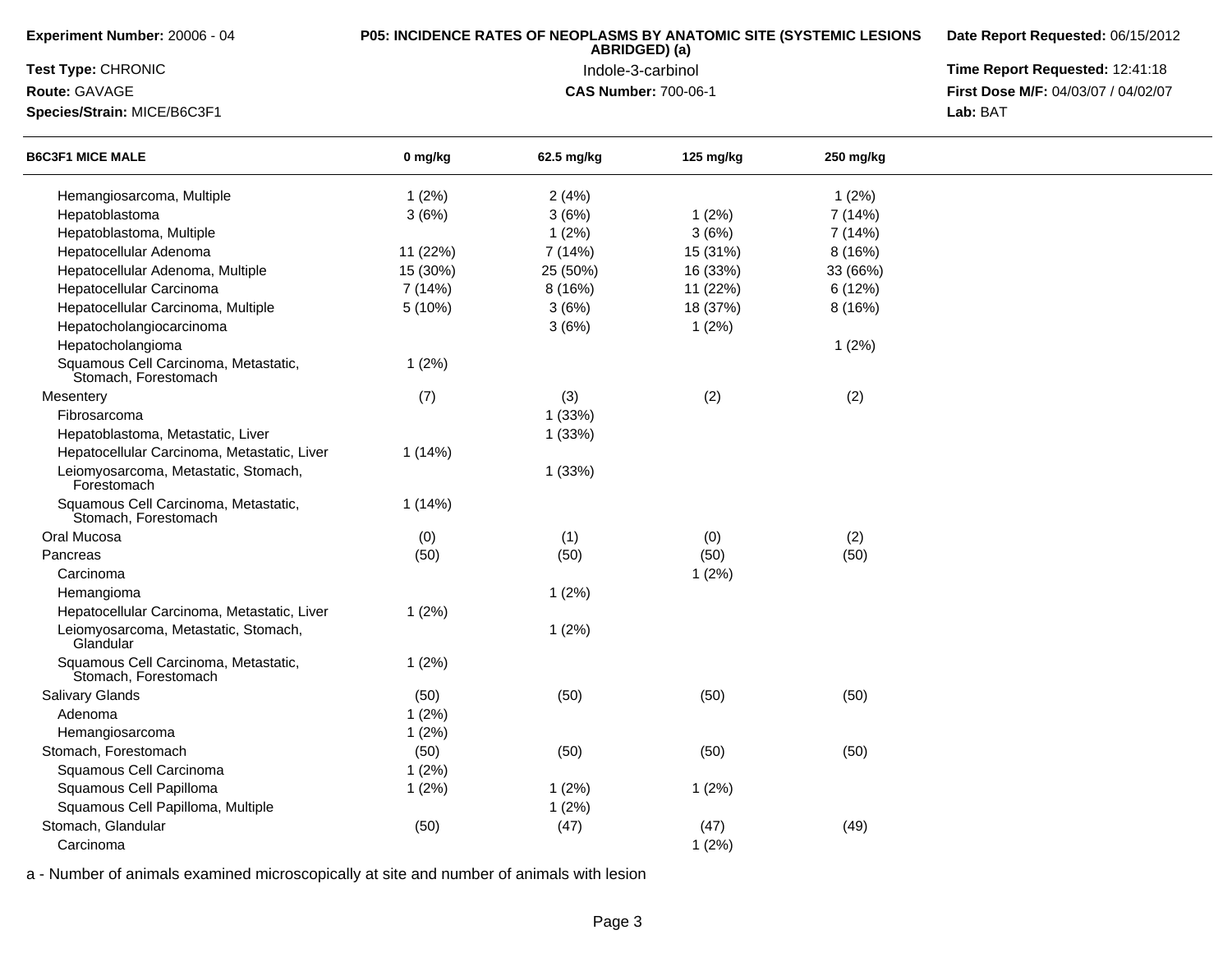**Experiment Number:** 20006 - 04

**Test Type:** CHRONIC

**Route:** GAVAGE

**Species/Strain:** MICE/B6C3F1

**P05: INCIDENCE RATES OF NEOPLASMS BY ANATOMIC SITE (SYSTEMIC LESIONS ABRIDGED) (a)**

Indole-3-carbinol

**CAS Number:** 700-06-1

**Date Report Requested:** 06/15/2012

**Time Report Requested:** 12:41:18

**First Dose M/F:** 04/03/07 / 04/02/07

**Lab:** BAT

| B6C3F1 MICE MALE | 0 mg/kg | 62.5 mg/kg | 125 mg/kg | 250 mg/kg |
|---|---|---|---|---|
| Hemangiosarcoma, Multiple | 1 (2%) | 2 (4%) | | 1 (2%) |
| Hepatoblastoma | 3 (6%) | 3 (6%) | 1 (2%) | 7 (14%) |
| Hepatoblastoma, Multiple | | 1 (2%) | 3 (6%) | 7 (14%) |
| Hepatocellular Adenoma | 11 (22%) | 7 (14%) | 15 (31%) | 8 (16%) |
| Hepatocellular Adenoma, Multiple | 15 (30%) | 25 (50%) | 16 (33%) | 33 (66%) |
| Hepatocellular Carcinoma | 7 (14%) | 8 (16%) | 11 (22%) | 6 (12%) |
| Hepatocellular Carcinoma, Multiple | 5 (10%) | 3 (6%) | 18 (37%) | 8 (16%) |
| Hepatocholangiocarcinoma | | 3 (6%) | 1 (2%) | |
| Hepatocholangioma | | | | 1 (2%) |
| Squamous Cell Carcinoma, Metastatic, Stomach, Forestomach | 1 (2%) | | | |
| Mesentery | (7) | (3) | (2) | (2) |
| Fibrosarcoma | | 1 (33%) | | |
| Hepatoblastoma, Metastatic, Liver | | 1 (33%) | | |
| Hepatocellular Carcinoma, Metastatic, Liver | 1 (14%) | | | |
| Leiomyosarcoma, Metastatic, Stomach, Forestomach | | 1 (33%) | | |
| Squamous Cell Carcinoma, Metastatic, Stomach, Forestomach | 1 (14%) | | | |
| Oral Mucosa | (0) | (1) | (0) | (2) |
| Pancreas | (50) | (50) | (50) | (50) |
| Carcinoma | | | 1 (2%) | |
| Hemangioma | | 1 (2%) | | |
| Hepatocellular Carcinoma, Metastatic, Liver | 1 (2%) | | | |
| Leiomyosarcoma, Metastatic, Stomach, Glandular | | 1 (2%) | | |
| Squamous Cell Carcinoma, Metastatic, Stomach, Forestomach | 1 (2%) | | | |
| Salivary Glands | (50) | (50) | (50) | (50) |
| Adenoma | 1 (2%) | | | |
| Hemangiosarcoma | 1 (2%) | | | |
| Stomach, Forestomach | (50) | (50) | (50) | (50) |
| Squamous Cell Carcinoma | 1 (2%) | | | |
| Squamous Cell Papilloma | 1 (2%) | 1 (2%) | 1 (2%) | |
| Squamous Cell Papilloma, Multiple | | 1 (2%) | | |
| Stomach, Glandular | (50) | (47) | (47) | (49) |
| Carcinoma | | | 1 (2%) | |

a - Number of animals examined microscopically at site and number of animals with lesion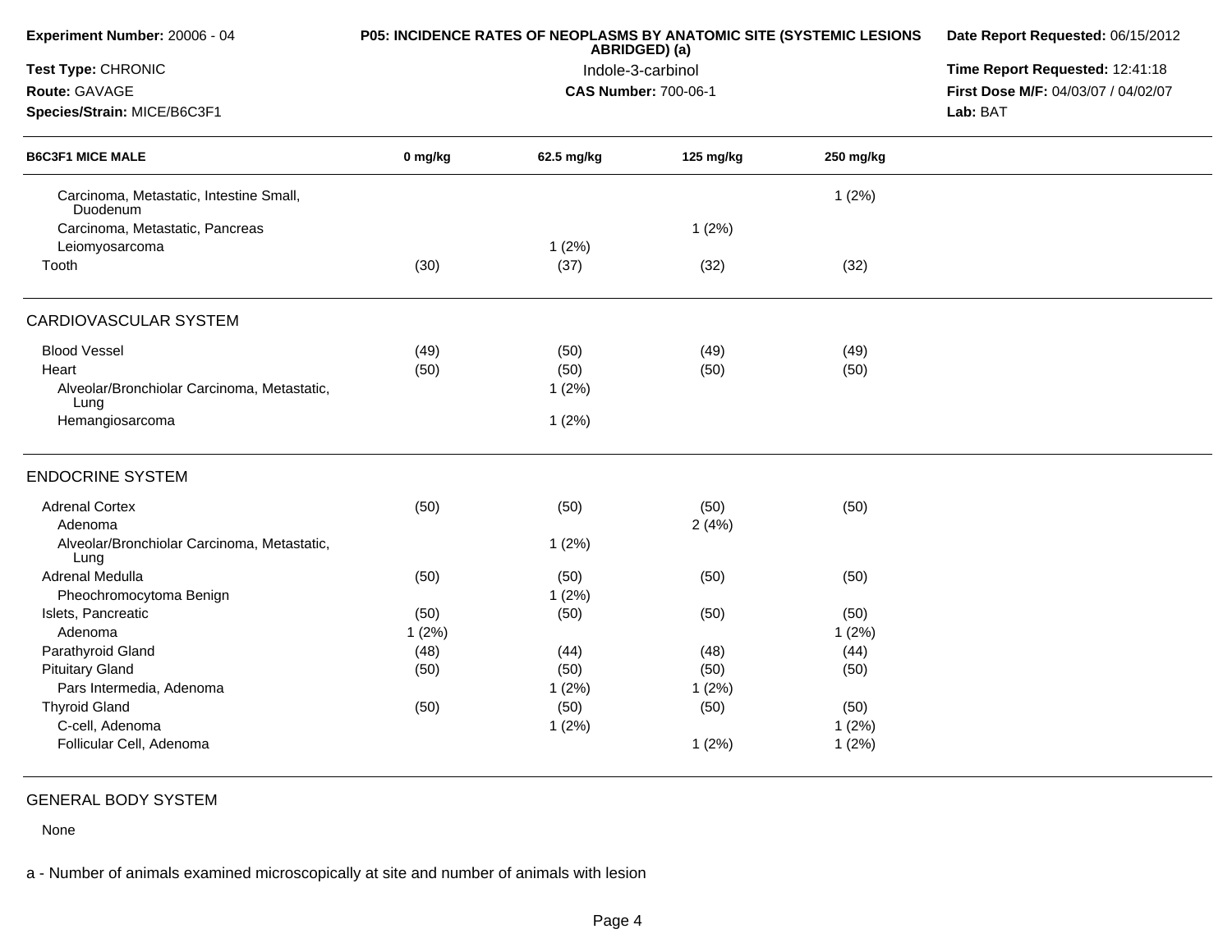**Experiment Number:** 20006 - 04
**Test Type:** CHRONIC
**Route:** GAVAGE
**Species/Strain:** MICE/B6C3F1

**P05: INCIDENCE RATES OF NEOPLASMS BY ANATOMIC SITE (SYSTEMIC LESIONS ABRIDGED) (a)**
Indole-3-carbinol
**CAS Number:** 700-06-1

**Date Report Requested:** 06/15/2012
**Time Report Requested:** 12:41:18
**First Dose M/F:** 04/03/07 / 04/02/07
**Lab:** BAT

| B6C3F1 MICE MALE | 0 mg/kg | 62.5 mg/kg | 125 mg/kg | 250 mg/kg |
|---|---|---|---|---|
| Carcinoma, Metastatic, Intestine Small, Duodenum | | | | 1 (2%) |
| Carcinoma, Metastatic, Pancreas | | | 1 (2%) | |
| Leiomyosarcoma | | 1 (2%) | | |
| Tooth | (30) | (37) | (32) | (32) |
| **CARDIOVASCULAR SYSTEM** | | | | |
| Blood Vessel | (49) | (50) | (49) | (49) |
| Heart | (50) | (50) | (50) | (50) |
| Alveolar/Bronchiolar Carcinoma, Metastatic, Lung | | 1 (2%) | | |
| Hemangiosarcoma | | 1 (2%) | | |
| **ENDOCRINE SYSTEM** | | | | |
| Adrenal Cortex | (50) | (50) | (50) | (50) |
| Adenoma | | | 2 (4%) | |
| Alveolar/Bronchiolar Carcinoma, Metastatic, Lung | | 1 (2%) | | |
| Adrenal Medulla | (50) | (50) | (50) | (50) |
| Pheochromocytoma Benign | | 1 (2%) | | |
| Islets, Pancreatic | (50) | (50) | (50) | (50) |
| Adenoma | 1 (2%) | | | 1 (2%) |
| Parathyroid Gland | (48) | (44) | (48) | (44) |
| Pituitary Gland | (50) | (50) | (50) | (50) |
| Pars Intermedia, Adenoma | | 1 (2%) | 1 (2%) | |
| Thyroid Gland | (50) | (50) | (50) | (50) |
| C-cell, Adenoma | | 1 (2%) | | 1 (2%) |
| Follicular Cell, Adenoma | | | 1 (2%) | 1 (2%) |

GENERAL BODY SYSTEM

None

a - Number of animals examined microscopically at site and number of animals with lesion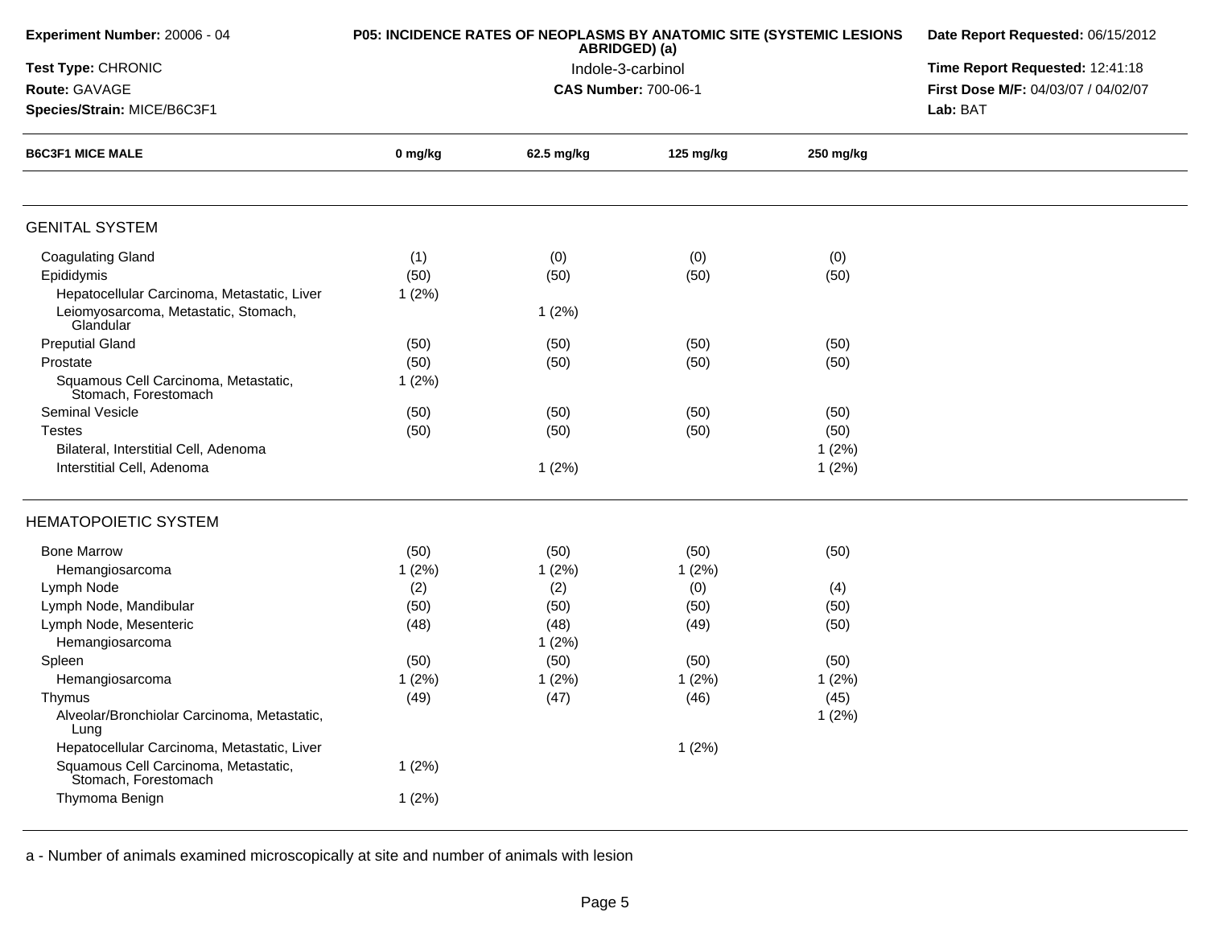**Experiment Number:** 20006 - 04
**Test Type:** CHRONIC
**Route:** GAVAGE
**Species/Strain:** MICE/B6C3F1

**P05: INCIDENCE RATES OF NEOPLASMS BY ANATOMIC SITE (SYSTEMIC LESIONS ABRIDGED) (a)**
Indole-3-carbinol
**CAS Number:** 700-06-1

**Date Report Requested:** 06/15/2012
**Time Report Requested:** 12:41:18
**First Dose M/F:** 04/03/07 / 04/02/07
**Lab:** BAT

| B6C3F1 MICE MALE | 0 mg/kg | 62.5 mg/kg | 125 mg/kg | 250 mg/kg |
|---|---|---|---|---|
| **GENITAL SYSTEM** | | | | |
| Coagulating Gland | (1) | (0) | (0) | (0) |
| Epididymis | (50) | (50) | (50) | (50) |
| Hepatocellular Carcinoma, Metastatic, Liver | 1 (2%) | | | |
| Leiomyosarcoma, Metastatic, Stomach, Glandular | | 1 (2%) | | |
| Preputial Gland | (50) | (50) | (50) | (50) |
| Prostate | (50) | (50) | (50) | (50) |
| Squamous Cell Carcinoma, Metastatic, Stomach, Forestomach | 1 (2%) | | | |
| Seminal Vesicle | (50) | (50) | (50) | (50) |
| Testes | (50) | (50) | (50) | (50) |
| Bilateral, Interstitial Cell, Adenoma | | | | 1 (2%) |
| Interstitial Cell, Adenoma | | 1 (2%) | | 1 (2%) |
| **HEMATOPOIETIC SYSTEM** | | | | |
| Bone Marrow | (50) | (50) | (50) | (50) |
| Hemangiosarcoma | 1 (2%) | 1 (2%) | 1 (2%) | |
| Lymph Node | (2) | (2) | (0) | (4) |
| Lymph Node, Mandibular | (50) | (50) | (50) | (50) |
| Lymph Node, Mesenteric | (48) | (48) | (49) | (50) |
| Hemangiosarcoma | | 1 (2%) | | |
| Spleen | (50) | (50) | (50) | (50) |
| Hemangiosarcoma | 1 (2%) | 1 (2%) | 1 (2%) | 1 (2%) |
| Thymus | (49) | (47) | (46) | (45) |
| Alveolar/Bronchiolar Carcinoma, Metastatic, Lung | | | | 1 (2%) |
| Hepatocellular Carcinoma, Metastatic, Liver | | | 1 (2%) | |
| Squamous Cell Carcinoma, Metastatic, Stomach, Forestomach | 1 (2%) | | | |
| Thymoma Benign | 1 (2%) | | | |

a - Number of animals examined microscopically at site and number of animals with lesion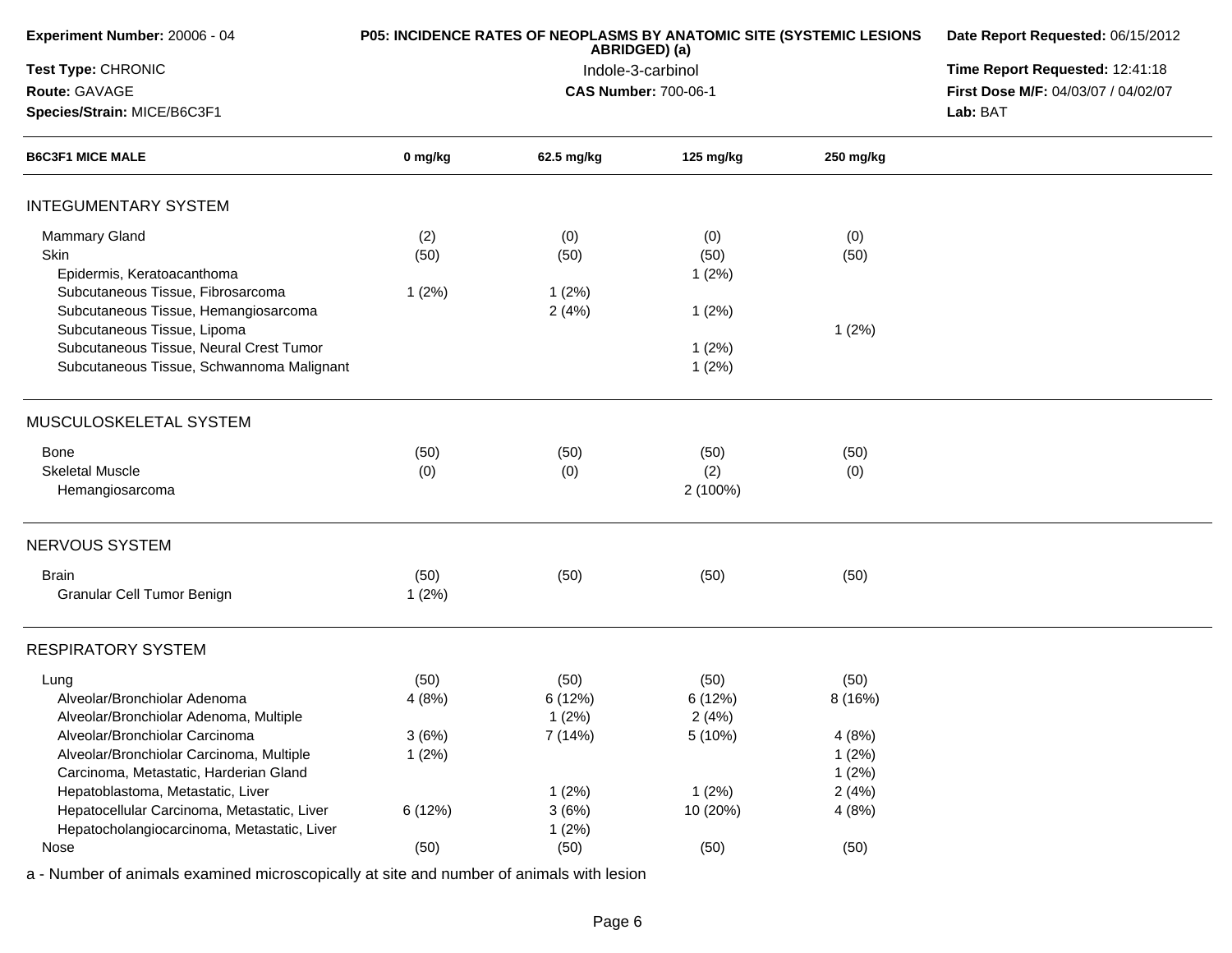**Experiment Number:** 20006 - 04

**Test Type:** CHRONIC

**Route:** GAVAGE

**Species/Strain:** MICE/B6C3F1

**P05: INCIDENCE RATES OF NEOPLASMS BY ANATOMIC SITE (SYSTEMIC LESIONS ABRIDGED) (a)**

Indole-3-carbinol

**CAS Number:** 700-06-1

**Date Report Requested:** 06/15/2012

**Time Report Requested:** 12:41:18

**First Dose M/F:** 04/03/07 / 04/02/07

**Lab:** BAT

| B6C3F1 MICE MALE | 0 mg/kg | 62.5 mg/kg | 125 mg/kg | 250 mg/kg |
|---|---|---|---|---|
| **INTEGUMENTARY SYSTEM** | | | | |
| Mammary Gland | (2) | (0) | (0) | (0) |
| Skin | (50) | (50) | (50) | (50) |
| Epidermis, Keratoacanthoma | | | 1 (2%) | |
| Subcutaneous Tissue, Fibrosarcoma | 1 (2%) | 1 (2%) | | |
| Subcutaneous Tissue, Hemangiosarcoma | | 2 (4%) | 1 (2%) | |
| Subcutaneous Tissue, Lipoma | | | | 1 (2%) |
| Subcutaneous Tissue, Neural Crest Tumor | | | 1 (2%) | |
| Subcutaneous Tissue, Schwannoma Malignant | | | 1 (2%) | |
| **MUSCULOSKELETAL SYSTEM** | | | | |
| Bone | (50) | (50) | (50) | (50) |
| Skeletal Muscle | (0) | (0) | (2) | (0) |
| Hemangiosarcoma | | | 2 (100%) | |
| **NERVOUS SYSTEM** | | | | |
| Brain | (50) | (50) | (50) | (50) |
| Granular Cell Tumor Benign | 1 (2%) | | | |
| **RESPIRATORY SYSTEM** | | | | |
| Lung | (50) | (50) | (50) | (50) |
| Alveolar/Bronchiolar Adenoma | 4 (8%) | 6 (12%) | 6 (12%) | 8 (16%) |
| Alveolar/Bronchiolar Adenoma, Multiple | | 1 (2%) | 2 (4%) | |
| Alveolar/Bronchiolar Carcinoma | 3 (6%) | 7 (14%) | 5 (10%) | 4 (8%) |
| Alveolar/Bronchiolar Carcinoma, Multiple | 1 (2%) | | | 1 (2%) |
| Carcinoma, Metastatic, Harderian Gland | | | | 1 (2%) |
| Hepatoblastoma, Metastatic, Liver | | 1 (2%) | 1 (2%) | 2 (4%) |
| Hepatocellular Carcinoma, Metastatic, Liver | 6 (12%) | 3 (6%) | 10 (20%) | 4 (8%) |
| Hepatocholangiocarcinoma, Metastatic, Liver | | 1 (2%) | | |
| Nose | (50) | (50) | (50) | (50) |

a - Number of animals examined microscopically at site and number of animals with lesion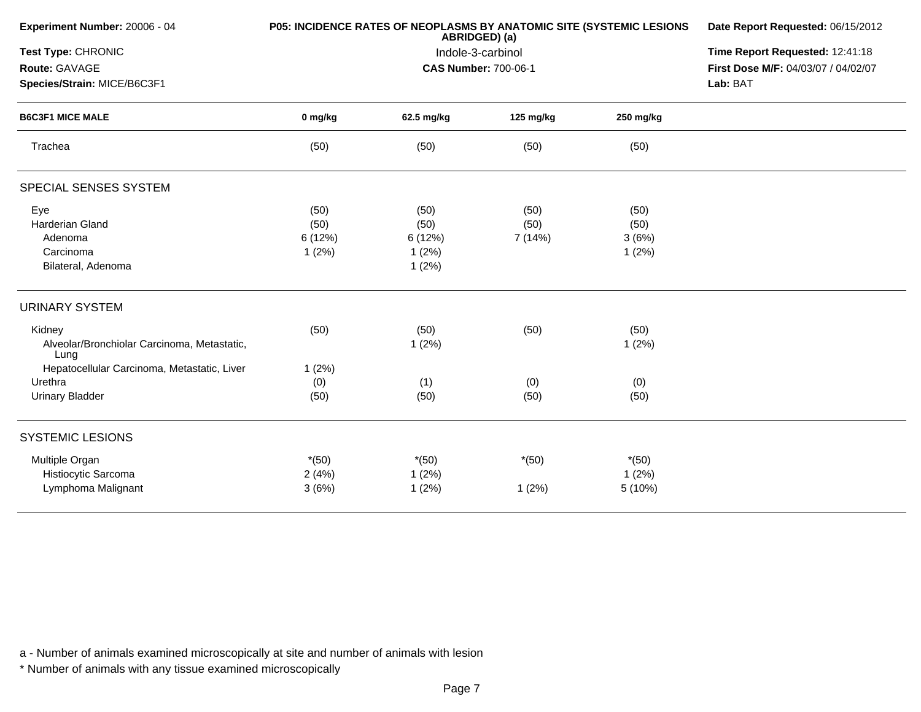**Experiment Number:** 20006 - 04
**Test Type:** CHRONIC
**Route:** GAVAGE
**Species/Strain:** MICE/B6C3F1

**P05: INCIDENCE RATES OF NEOPLASMS BY ANATOMIC SITE (SYSTEMIC LESIONS ABRIDGED) (a)**
Indole-3-carbinol
**CAS Number:** 700-06-1

**Date Report Requested:** 06/15/2012
**Time Report Requested:** 12:41:18
**First Dose M/F:** 04/03/07 / 04/02/07
**Lab:** BAT

| B6C3F1 MICE MALE | 0 mg/kg | 62.5 mg/kg | 125 mg/kg | 250 mg/kg |
|---|---|---|---|---|
| Trachea | (50) | (50) | (50) | (50) |
| **SPECIAL SENSES SYSTEM** | | | | |
| Eye | (50) | (50) | (50) | (50) |
| Harderian Gland | (50) | (50) | (50) | (50) |
| Adenoma | 6 (12%) | 6 (12%) | 7 (14%) | 3 (6%) |
| Carcinoma | 1 (2%) | 1 (2%) | | 1 (2%) |
| Bilateral, Adenoma | | 1 (2%) | | |
| **URINARY SYSTEM** | | | | |
| Kidney | (50) | (50) | (50) | (50) |
| Alveolar/Bronchiolar Carcinoma, Metastatic, Lung | | 1 (2%) | | 1 (2%) |
| Hepatocellular Carcinoma, Metastatic, Liver | 1 (2%) | | | |
| Urethra | (0) | (1) | (0) | (0) |
| Urinary Bladder | (50) | (50) | (50) | (50) |
| **SYSTEMIC LESIONS** | | | | |
| Multiple Organ | *(50) | *(50) | *(50) | *(50) |
| Histiocytic Sarcoma | 2 (4%) | 1 (2%) | | 1 (2%) |
| Lymphoma Malignant | 3 (6%) | 1 (2%) | 1 (2%) | 5 (10%) |

a - Number of animals examined microscopically at site and number of animals with lesion

* Number of animals with any tissue examined microscopically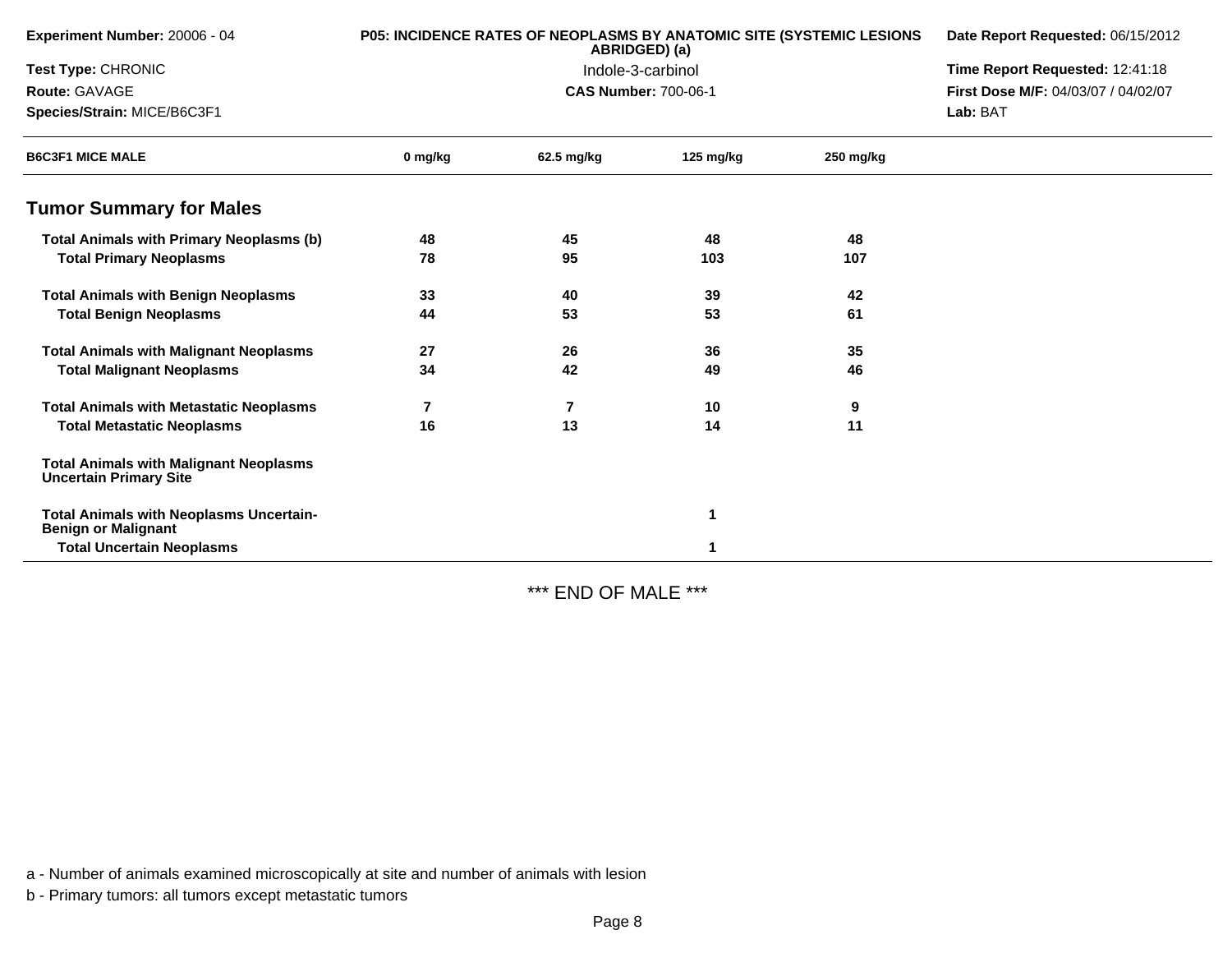**Experiment Number:** 20006 - 04

**Test Type:** CHRONIC

**Route:** GAVAGE

**Species/Strain:** MICE/B6C3F1

**P05: INCIDENCE RATES OF NEOPLASMS BY ANATOMIC SITE (SYSTEMIC LESIONS ABRIDGED) (a)**

Indole-3-carbinol

**CAS Number:** 700-06-1

**Date Report Requested:** 06/15/2012

**Time Report Requested:** 12:41:18

**First Dose M/F:** 04/03/07 / 04/02/07

**Lab:** BAT

| B6C3F1 MICE MALE | 0 mg/kg | 62.5 mg/kg | 125 mg/kg | 250 mg/kg |
|---|---|---|---|---|
| **Tumor Summary for Males** | | | | |
| **Total Animals with Primary Neoplasms (b)** | 48 | 45 | 48 | 48 |
| **Total Primary Neoplasms** | 78 | 95 | 103 | 107 |
| **Total Animals with Benign Neoplasms** | 33 | 40 | 39 | 42 |
| **Total Benign Neoplasms** | 44 | 53 | 53 | 61 |
| **Total Animals with Malignant Neoplasms** | 27 | 26 | 36 | 35 |
| **Total Malignant Neoplasms** | 34 | 42 | 49 | 46 |
| **Total Animals with Metastatic Neoplasms** | 7 | 7 | 10 | 9 |
| **Total Metastatic Neoplasms** | 16 | 13 | 14 | 11 |
| **Total Animals with Malignant Neoplasms Uncertain Primary Site** | | | | |
| **Total Animals with Neoplasms Uncertain-Benign or Malignant** | | | 1 | |
| **Total Uncertain Neoplasms** | | | 1 | |

\*\*\* END OF MALE \*\*\*

a - Number of animals examined microscopically at site and number of animals with lesion

b - Primary tumors: all tumors except metastatic tumors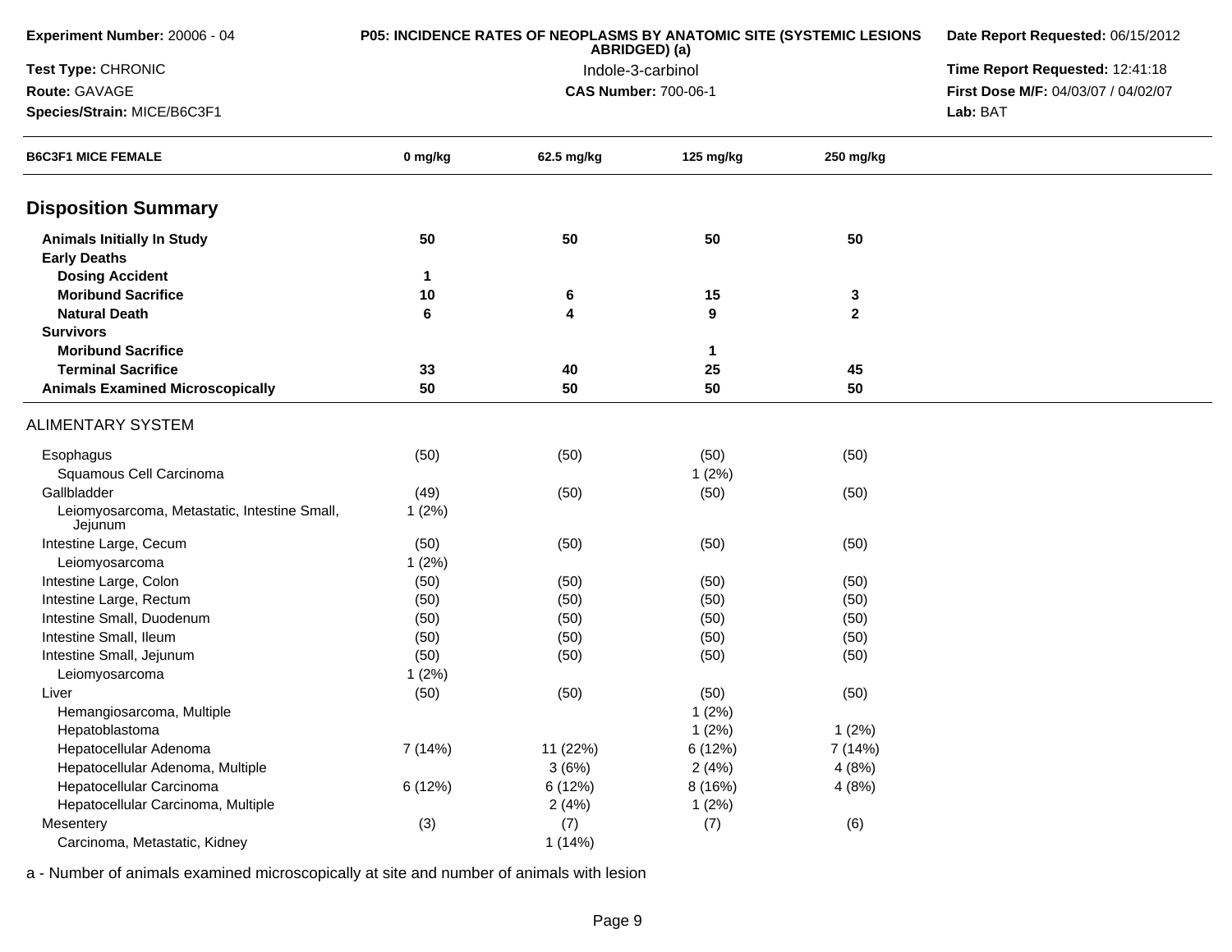**Experiment Number:** 20006 - 04
**Test Type:** CHRONIC
**Route:** GAVAGE
**Species/Strain:** MICE/B6C3F1

**P05: INCIDENCE RATES OF NEOPLASMS BY ANATOMIC SITE (SYSTEMIC LESIONS ABRIDGED) (a)**
Indole-3-carbinol
**CAS Number:** 700-06-1

**Date Report Requested:** 06/15/2012
**Time Report Requested:** 12:41:18
**First Dose M/F:** 04/03/07 / 04/02/07
**Lab:** BAT

| B6C3F1 MICE FEMALE | 0 mg/kg | 62.5 mg/kg | 125 mg/kg | 250 mg/kg |
|---|---|---|---|---|
| **Disposition Summary** | | | | |
| **Animals Initially In Study** | **50** | **50** | **50** | **50** |
| **Early Deaths** | | | | |
| **Dosing Accident** | **1** | | | |
| **Moribund Sacrifice** | **10** | **6** | **15** | **3** |
| **Natural Death** | **6** | **4** | **9** | **2** |
| **Survivors** | | | | |
| **Moribund Sacrifice** | | | **1** | |
| **Terminal Sacrifice** | **33** | **40** | **25** | **45** |
| **Animals Examined Microscopically** | **50** | **50** | **50** | **50** |
| ALIMENTARY SYSTEM | | | | |
| Esophagus | (50) | (50) | (50) | (50) |
| Squamous Cell Carcinoma | | | 1 (2%) | |
| Gallbladder | (49) | (50) | (50) | (50) |
| Leiomyosarcoma, Metastatic, Intestine Small, Jejunum | 1 (2%) | | | |
| Intestine Large, Cecum | (50) | (50) | (50) | (50) |
| Leiomyosarcoma | 1 (2%) | | | |
| Intestine Large, Colon | (50) | (50) | (50) | (50) |
| Intestine Large, Rectum | (50) | (50) | (50) | (50) |
| Intestine Small, Duodenum | (50) | (50) | (50) | (50) |
| Intestine Small, Ileum | (50) | (50) | (50) | (50) |
| Intestine Small, Jejunum | (50) | (50) | (50) | (50) |
| Leiomyosarcoma | 1 (2%) | | | |
| Liver | (50) | (50) | (50) | (50) |
| Hemangiosarcoma, Multiple | | | 1 (2%) | |
| Hepatoblastoma | | | 1 (2%) | 1 (2%) |
| Hepatocellular Adenoma | 7 (14%) | 11 (22%) | 6 (12%) | 7 (14%) |
| Hepatocellular Adenoma, Multiple | | 3 (6%) | 2 (4%) | 4 (8%) |
| Hepatocellular Carcinoma | 6 (12%) | 6 (12%) | 8 (16%) | 4 (8%) |
| Hepatocellular Carcinoma, Multiple | | 2 (4%) | 1 (2%) | |
| Mesentery | (3) | (7) | (7) | (6) |
| Carcinoma, Metastatic, Kidney | | 1 (14%) | | |

a - Number of animals examined microscopically at site and number of animals with lesion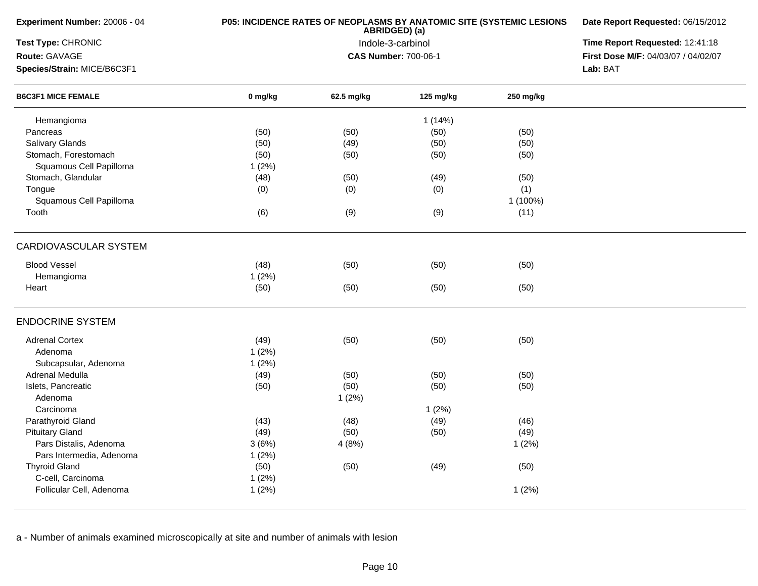**Experiment Number:** 20006 - 04
**Test Type:** CHRONIC
**Route:** GAVAGE
**Species/Strain:** MICE/B6C3F1

**P05: INCIDENCE RATES OF NEOPLASMS BY ANATOMIC SITE (SYSTEMIC LESIONS ABRIDGED) (a)**
Indole-3-carbinol
**CAS Number:** 700-06-1

**Date Report Requested:** 06/15/2012
**Time Report Requested:** 12:41:18
**First Dose M/F:** 04/03/07 / 04/02/07
**Lab:** BAT

| B6C3F1 MICE FEMALE | 0 mg/kg | 62.5 mg/kg | 125 mg/kg | 250 mg/kg |
|---|---|---|---|---|
| Hemangioma | | | 1 (14%) | |
| Pancreas | (50) | (50) | (50) | (50) |
| Salivary Glands | (50) | (49) | (50) | (50) |
| Stomach, Forestomach | (50) | (50) | (50) | (50) |
| Squamous Cell Papilloma | 1 (2%) | | | |
| Stomach, Glandular | (48) | (50) | (49) | (50) |
| Tongue | (0) | (0) | (0) | (1) |
| Squamous Cell Papilloma | | | | 1 (100%) |
| Tooth | (6) | (9) | (9) | (11) |
| **CARDIOVASCULAR SYSTEM** | | | | |
| Blood Vessel | (48) | (50) | (50) | (50) |
| Hemangioma | 1 (2%) | | | |
| Heart | (50) | (50) | (50) | (50) |
| **ENDOCRINE SYSTEM** | | | | |
| Adrenal Cortex | (49) | (50) | (50) | (50) |
| Adenoma | 1 (2%) | | | |
| Subcapsular, Adenoma | 1 (2%) | | | |
| Adrenal Medulla | (49) | (50) | (50) | (50) |
| Islets, Pancreatic | (50) | (50) | (50) | (50) |
| Adenoma | | 1 (2%) | | |
| Carcinoma | | | 1 (2%) | |
| Parathyroid Gland | (43) | (48) | (49) | (46) |
| Pituitary Gland | (49) | (50) | (50) | (49) |
| Pars Distalis, Adenoma | 3 (6%) | 4 (8%) | | 1 (2%) |
| Pars Intermedia, Adenoma | 1 (2%) | | | |
| Thyroid Gland | (50) | (50) | (49) | (50) |
| C-cell, Carcinoma | 1 (2%) | | | |
| Follicular Cell, Adenoma | 1 (2%) | | | 1 (2%) |

a - Number of animals examined microscopically at site and number of animals with lesion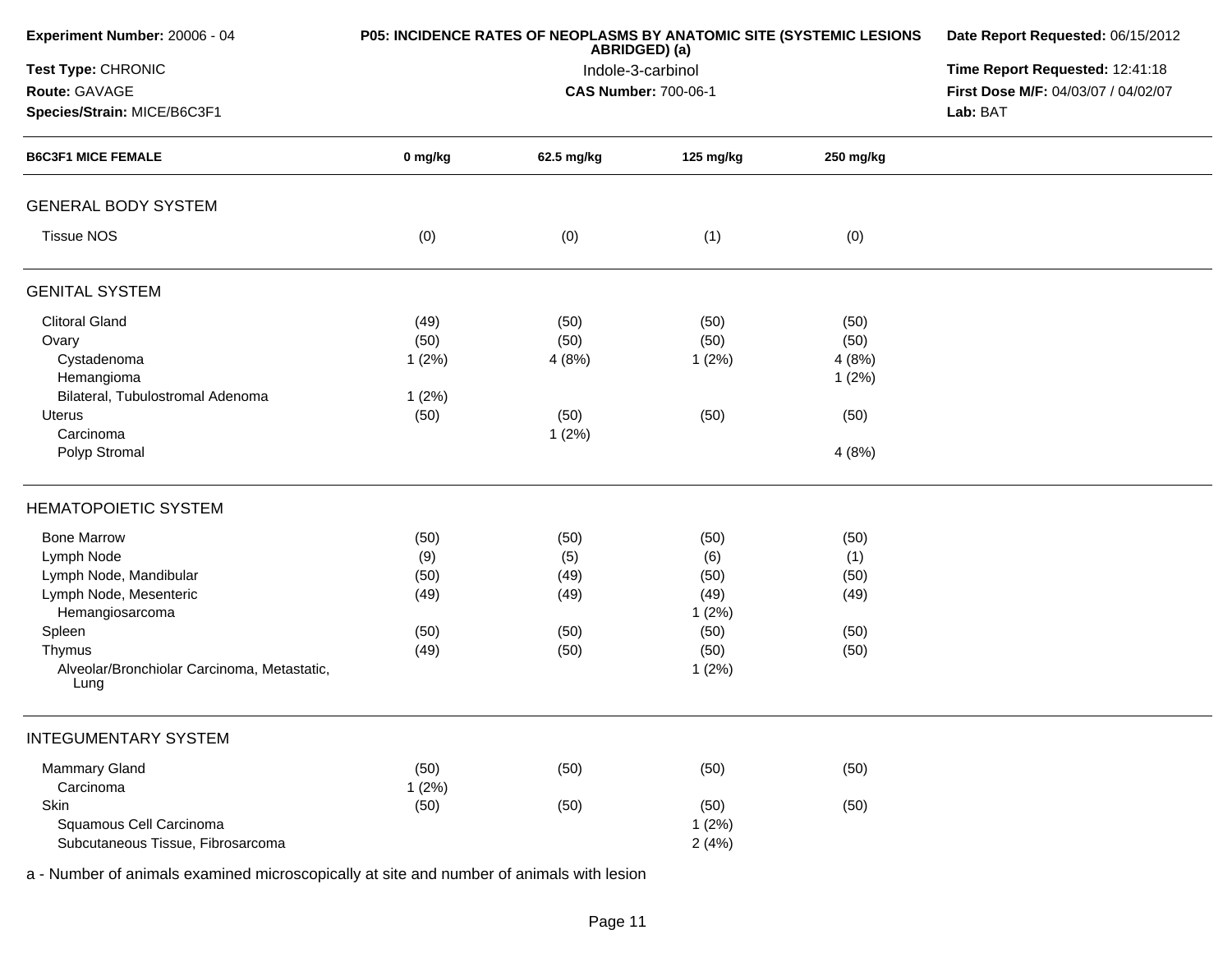**Experiment Number:** 20006 - 04

**Test Type:** CHRONIC

**Route:** GAVAGE

**Species/Strain:** MICE/B6C3F1

**P05: INCIDENCE RATES OF NEOPLASMS BY ANATOMIC SITE (SYSTEMIC LESIONS ABRIDGED) (a)**

Indole-3-carbinol

**CAS Number:** 700-06-1

**Date Report Requested:** 06/15/2012

**Time Report Requested:** 12:41:18

**First Dose M/F:** 04/03/07 / 04/02/07

**Lab:** BAT

| B6C3F1 MICE FEMALE | 0 mg/kg | 62.5 mg/kg | 125 mg/kg | 250 mg/kg |
|---|---|---|---|---|
| **GENERAL BODY SYSTEM** | | | | |
| Tissue NOS | (0) | (0) | (1) | (0) |
| **GENITAL SYSTEM** | | | | |
| Clitoral Gland | (49) | (50) | (50) | (50) |
| Ovary | (50) | (50) | (50) | (50) |
| Cystadenoma | 1 (2%) | 4 (8%) | 1 (2%) | 4 (8%) |
| Hemangioma | | | | 1 (2%) |
| Bilateral, Tubulostromal Adenoma | 1 (2%) | | | |
| Uterus | (50) | (50) | (50) | (50) |
| Carcinoma | | 1 (2%) | | |
| Polyp Stromal | | | | 4 (8%) |
| **HEMATOPOIETIC SYSTEM** | | | | |
| Bone Marrow | (50) | (50) | (50) | (50) |
| Lymph Node | (9) | (5) | (6) | (1) |
| Lymph Node, Mandibular | (50) | (49) | (50) | (50) |
| Lymph Node, Mesenteric | (49) | (49) | (49) | (49) |
| Hemangiosarcoma | | | 1 (2%) | |
| Spleen | (50) | (50) | (50) | (50) |
| Thymus | (49) | (50) | (50) | (50) |
| Alveolar/Bronchiolar Carcinoma, Metastatic, Lung | | | 1 (2%) | |
| **INTEGUMENTARY SYSTEM** | | | | |
| Mammary Gland | (50) | (50) | (50) | (50) |
| Carcinoma | 1 (2%) | | | |
| Skin | (50) | (50) | (50) | (50) |
| Squamous Cell Carcinoma | | | 1 (2%) | |
| Subcutaneous Tissue, Fibrosarcoma | | | 2 (4%) | |

a - Number of animals examined microscopically at site and number of animals with lesion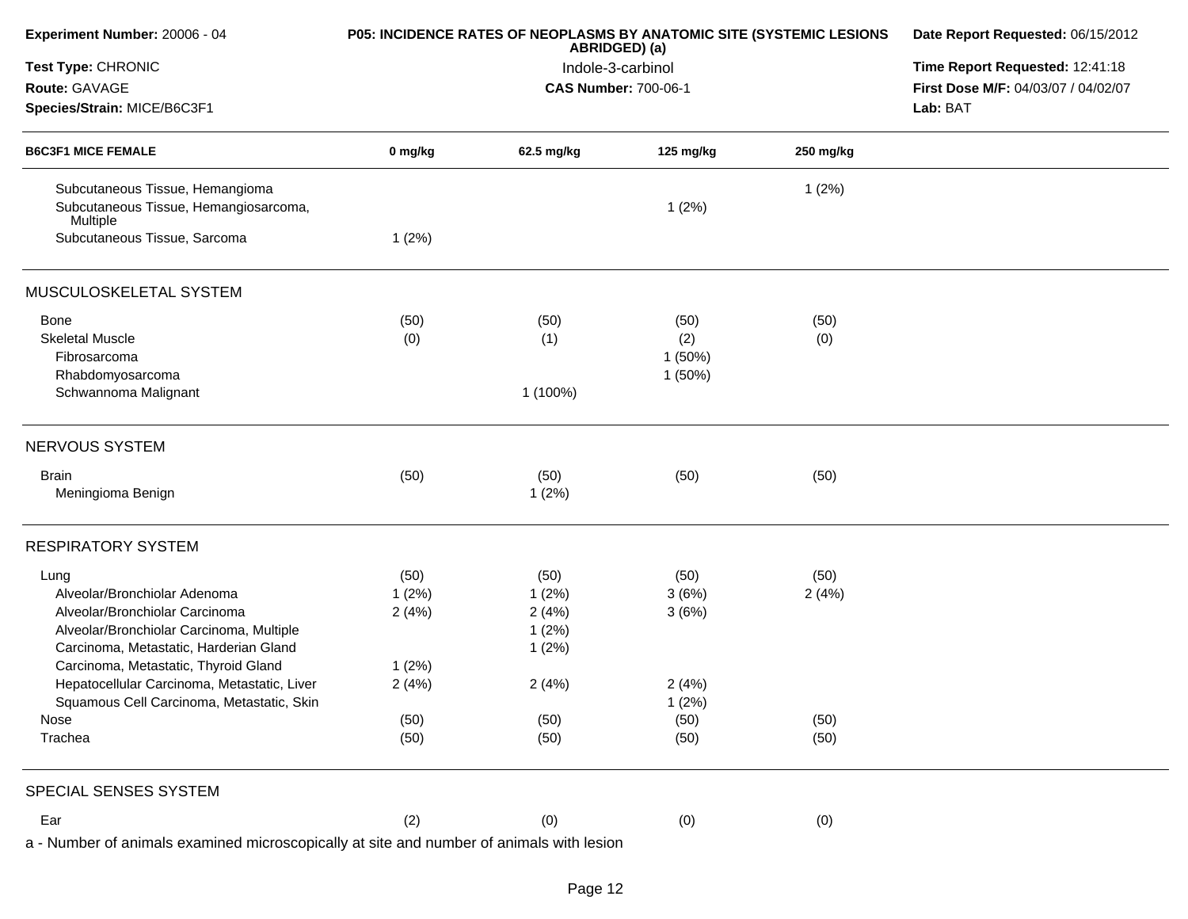**Experiment Number:** 20006 - 04
**Test Type:** CHRONIC
**Route:** GAVAGE
**Species/Strain:** MICE/B6C3F1

**P05: INCIDENCE RATES OF NEOPLASMS BY ANATOMIC SITE (SYSTEMIC LESIONS ABRIDGED) (a)**
Indole-3-carbinol
**CAS Number:** 700-06-1

**Date Report Requested:** 06/15/2012
**Time Report Requested:** 12:41:18
**First Dose M/F:** 04/03/07 / 04/02/07
**Lab:** BAT

| B6C3F1 MICE FEMALE | 0 mg/kg | 62.5 mg/kg | 125 mg/kg | 250 mg/kg |
|---|---|---|---|---|
| Subcutaneous Tissue, Hemangioma | | | | 1 (2%) |
| Subcutaneous Tissue, Hemangiosarcoma, Multiple | | | 1 (2%) | |
| Subcutaneous Tissue, Sarcoma | 1 (2%) | | | |
| **MUSCULOSKELETAL SYSTEM** | | | | |
| Bone | (50) | (50) | (50) | (50) |
| Skeletal Muscle | (0) | (1) | (2) | (0) |
| Fibrosarcoma | | | 1 (50%) | |
| Rhabdomyosarcoma | | | 1 (50%) | |
| Schwannoma Malignant | | 1 (100%) | | |
| **NERVOUS SYSTEM** | | | | |
| Brain | (50) | (50) | (50) | (50) |
| Meningioma Benign | | 1 (2%) | | |
| **RESPIRATORY SYSTEM** | | | | |
| Lung | (50) | (50) | (50) | (50) |
| Alveolar/Bronchiolar Adenoma | 1 (2%) | 1 (2%) | 3 (6%) | 2 (4%) |
| Alveolar/Bronchiolar Carcinoma | 2 (4%) | 2 (4%) | 3 (6%) | |
| Alveolar/Bronchiolar Carcinoma, Multiple | | 1 (2%) | | |
| Carcinoma, Metastatic, Harderian Gland | | 1 (2%) | | |
| Carcinoma, Metastatic, Thyroid Gland | 1 (2%) | | | |
| Hepatocellular Carcinoma, Metastatic, Liver | 2 (4%) | 2 (4%) | 2 (4%) | |
| Squamous Cell Carcinoma, Metastatic, Skin | | | 1 (2%) | |
| Nose | (50) | (50) | (50) | (50) |
| Trachea | (50) | (50) | (50) | (50) |
| **SPECIAL SENSES SYSTEM** | | | | |
| Ear | (2) | (0) | (0) | (0) |

a - Number of animals examined microscopically at site and number of animals with lesion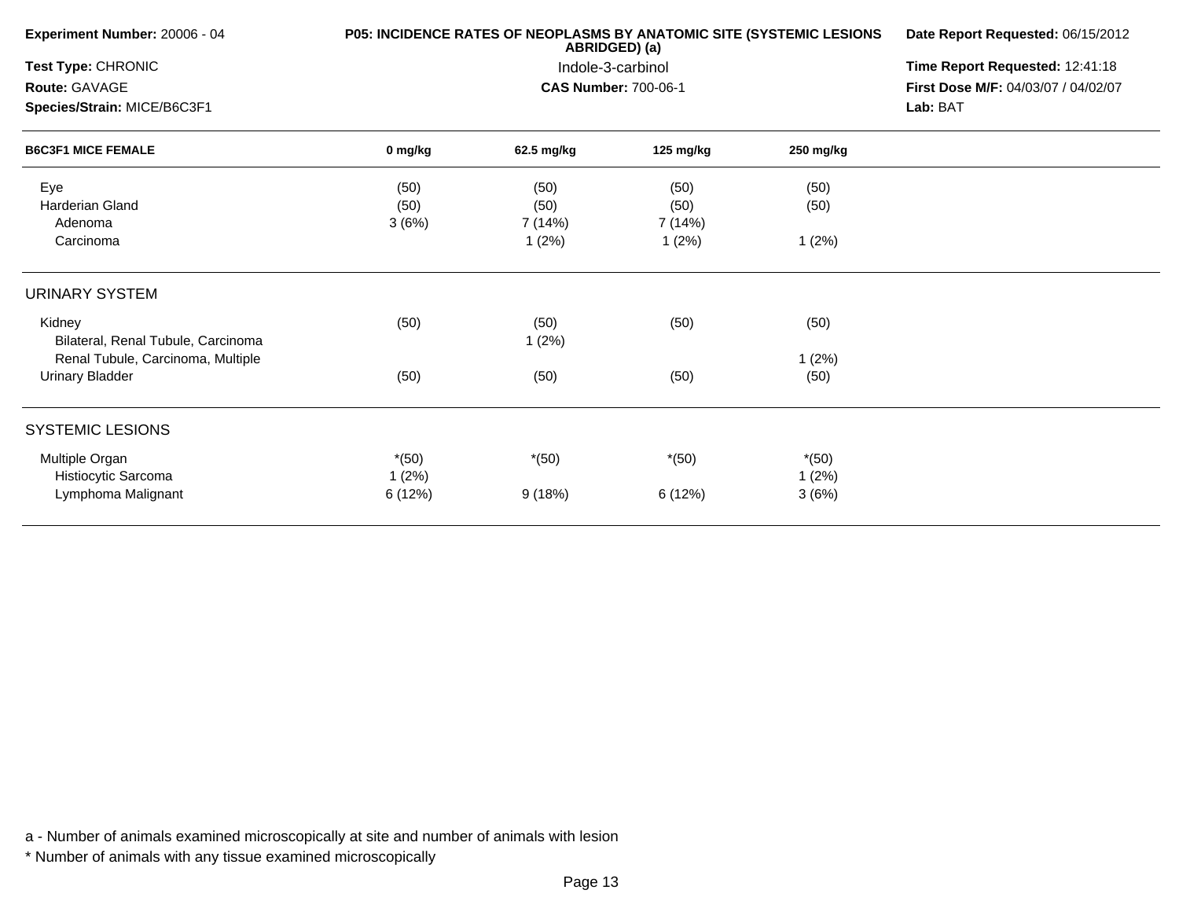**Experiment Number:** 20006 - 04

**Test Type:** CHRONIC

**Route:** GAVAGE

**Species/Strain:** MICE/B6C3F1

**P05: INCIDENCE RATES OF NEOPLASMS BY ANATOMIC SITE (SYSTEMIC LESIONS ABRIDGED) (a)**

Indole-3-carbinol

**CAS Number:** 700-06-1

**Date Report Requested:** 06/15/2012

**Time Report Requested:** 12:41:18

**First Dose M/F:** 04/03/07 / 04/02/07

**Lab:** BAT

| B6C3F1 MICE FEMALE | 0 mg/kg | 62.5 mg/kg | 125 mg/kg | 250 mg/kg |
|---|---|---|---|---|
| Eye | (50) | (50) | (50) | (50) |
| Harderian Gland | (50) | (50) | (50) | (50) |
| Adenoma | 3 (6%) | 7 (14%) | 7 (14%) | |
| Carcinoma | | 1 (2%) | 1 (2%) | 1 (2%) |
| **URINARY SYSTEM** | | | | |
| Kidney | (50) | (50) | (50) | (50) |
| Bilateral, Renal Tubule, Carcinoma | | 1 (2%) | | |
| Renal Tubule, Carcinoma, Multiple | | | | 1 (2%) |
| Urinary Bladder | (50) | (50) | (50) | (50) |
| **SYSTEMIC LESIONS** | | | | |
| Multiple Organ | *(50) | *(50) | *(50) | *(50) |
| Histiocytic Sarcoma | 1 (2%) | | | 1 (2%) |
| Lymphoma Malignant | 6 (12%) | 9 (18%) | 6 (12%) | 3 (6%) |

a - Number of animals examined microscopically at site and number of animals with lesion

* Number of animals with any tissue examined microscopically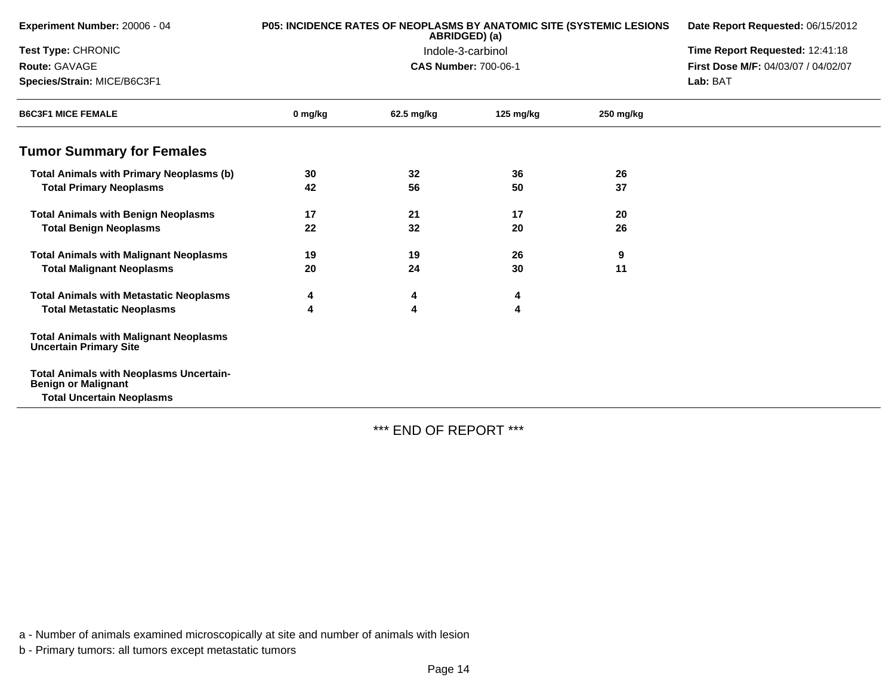**Experiment Number:** 20006 - 04

**Test Type:** CHRONIC

**Route:** GAVAGE

**Species/Strain:** MICE/B6C3F1

**P05: INCIDENCE RATES OF NEOPLASMS BY ANATOMIC SITE (SYSTEMIC LESIONS ABRIDGED) (a)**

Indole-3-carbinol

**CAS Number:** 700-06-1

**Date Report Requested:** 06/15/2012

**Time Report Requested:** 12:41:18

**First Dose M/F:** 04/03/07 / 04/02/07

**Lab:** BAT

| B6C3F1 MICE FEMALE | 0 mg/kg | 62.5 mg/kg | 125 mg/kg | 250 mg/kg |
|---|---|---|---|---|
| **Tumor Summary for Females** | | | | |
| **Total Animals with Primary Neoplasms (b)** | 30 | 32 | 36 | 26 |
| **Total Primary Neoplasms** | 42 | 56 | 50 | 37 |
| **Total Animals with Benign Neoplasms** | 17 | 21 | 17 | 20 |
| **Total Benign Neoplasms** | 22 | 32 | 20 | 26 |
| **Total Animals with Malignant Neoplasms** | 19 | 19 | 26 | 9 |
| **Total Malignant Neoplasms** | 20 | 24 | 30 | 11 |
| **Total Animals with Metastatic Neoplasms** | 4 | 4 | 4 | |
| **Total Metastatic Neoplasms** | 4 | 4 | 4 | |
| **Total Animals with Malignant Neoplasms Uncertain Primary Site** | | | | |
| **Total Animals with Neoplasms Uncertain-Benign or Malignant** | | | | |
| **Total Uncertain Neoplasms** | | | | |

\*\*\* END OF REPORT \*\*\*

a - Number of animals examined microscopically at site and number of animals with lesion

b - Primary tumors: all tumors except metastatic tumors